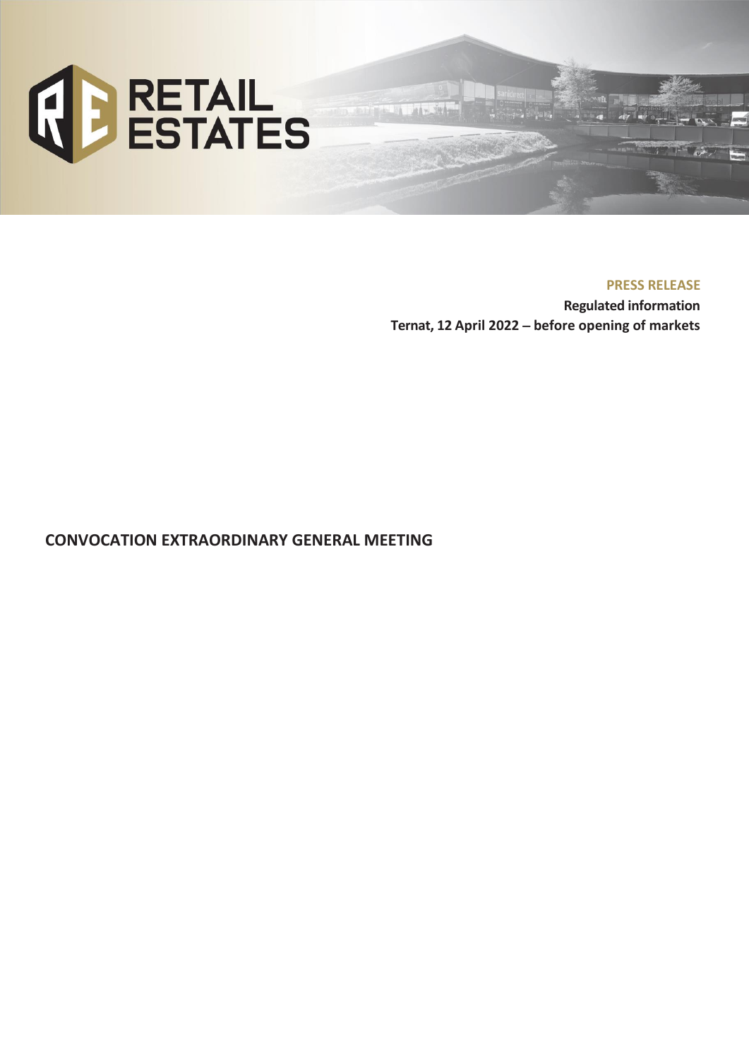RETAIL ESTATES

**PRESS RELEASE**

**Regulated information**

**Ternat, 12 April 2022 – before opening of markets**

# CONVOCATION EXTRAORDINARY GENERAL MEETING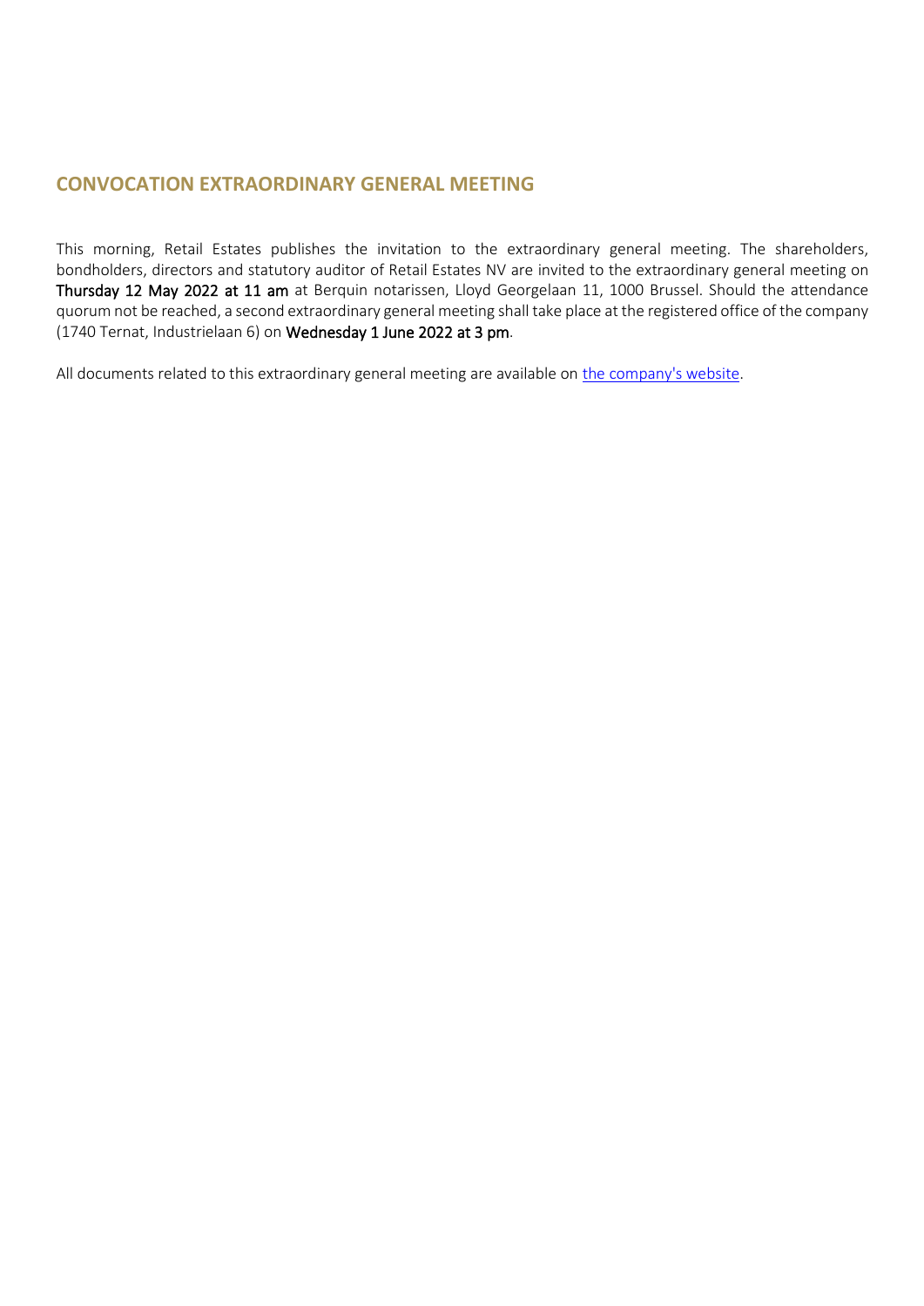## CONVOCATION EXTRAORDINARY GENERAL MEETING

This morning, Retail Estates publishes the invitation to the extraordinary general meeting. The shareholders, bondholders, directors and statutory auditor of Retail Estates NV are invited to the extraordinary general meeting on **Thursday 12 May 2022 at 11 am** at Berquin notarissen, Lloyd Georgelaan 11, 1000 Brussel. Should the attendance quorum not be reached, a second extraordinary general meeting shall take place at the registered office of the company (1740 Ternat, Industrielaan 6) on **Wednesday 1 June 2022 at 3 pm**.

All documents related to this extraordinary general meeting are available on the company's website.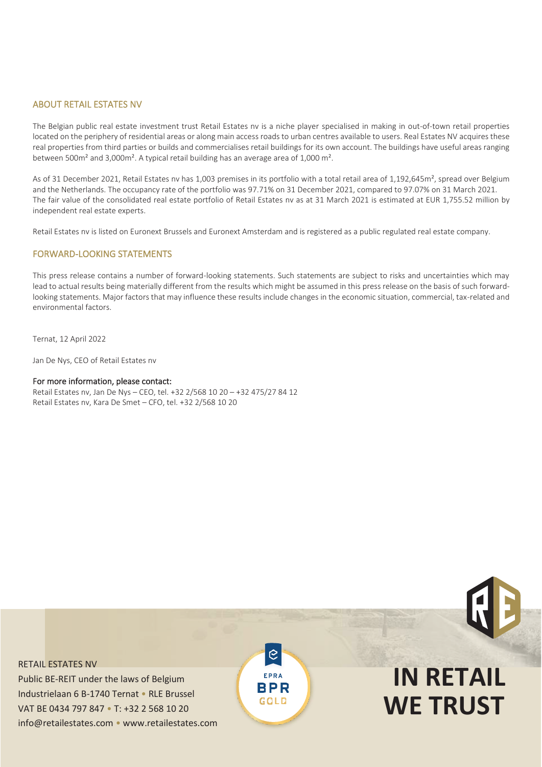## ABOUT RETAIL ESTATES NV

The Belgian public real estate investment trust Retail Estates nv is a niche player specialised in making in out-of-town retail properties located on the periphery of residential areas or along main access roads to urban centres available to users. Real Estates NV acquires these real properties from third parties or builds and commercialises retail buildings for its own account. The buildings have useful areas ranging between 500m² and 3,000m². A typical retail building has an average area of 1,000 m².

As of 31 December 2021, Retail Estates nv has 1,003 premises in its portfolio with a total retail area of 1,192,645m², spread over Belgium and the Netherlands. The occupancy rate of the portfolio was 97.71% on 31 December 2021, compared to 97.07% on 31 March 2021. The fair value of the consolidated real estate portfolio of Retail Estates nv as at 31 March 2021 is estimated at EUR 1,755.52 million by independent real estate experts.

Retail Estates nv is listed on Euronext Brussels and Euronext Amsterdam and is registered as a public regulated real estate company.

## FORWARD-LOOKING STATEMENTS

This press release contains a number of forward-looking statements. Such statements are subject to risks and uncertainties which may lead to actual results being materially different from the results which might be assumed in this press release on the basis of such forward-looking statements. Major factors that may influence these results include changes in the economic situation, commercial, tax-related and environmental factors.

Ternat, 12 April 2022

Jan De Nys, CEO of Retail Estates nv

**For more information, please contact:**
Retail Estates nv, Jan De Nys – CEO, tel. +32 2/568 10 20 – +32 475/27 84 12
Retail Estates nv, Kara De Smet – CFO, tel. +32 2/568 10 20

RETAIL ESTATES NV
Public BE-REIT under the laws of Belgium
Industrielaan 6 B-1740 Ternat • RLE Brussel
VAT BE 0434 797 847 • T: +32 2 568 10 20
info@retailestates.com • www.retailestates.com

EPRA BPR GOLD

**IN RETAIL WE TRUST**